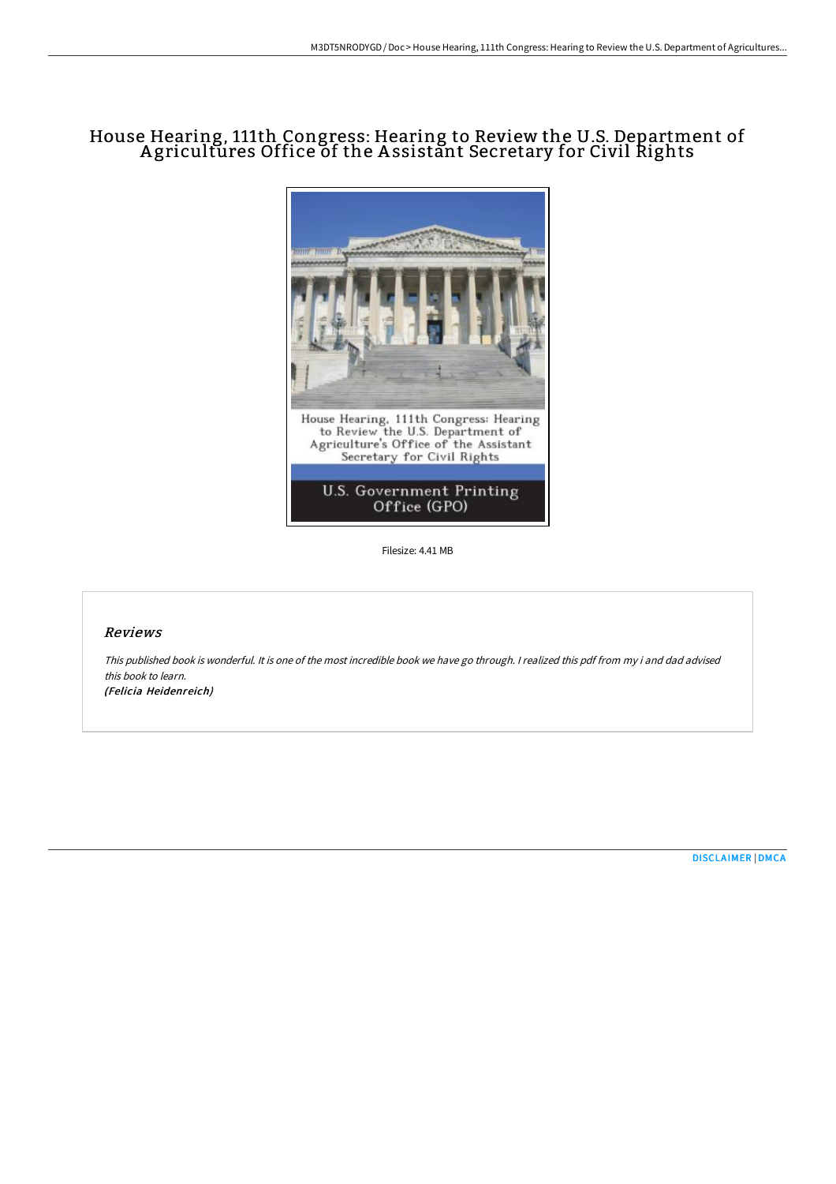# House Hearing, 111th Congress: Hearing to Review the U.S. Department of Agricultures Office of the Assistant Secretary for Civil Rights

Filesize: 4.41 MB

## *Reviews*

*This published book is wonderful. It is one of the most incredible book we have go through. I realized this pdf from my i and dad advised this book to learn.*

***(Felicia Heidenreich)***

[DISCLAIMER](#) | [DMCA](#)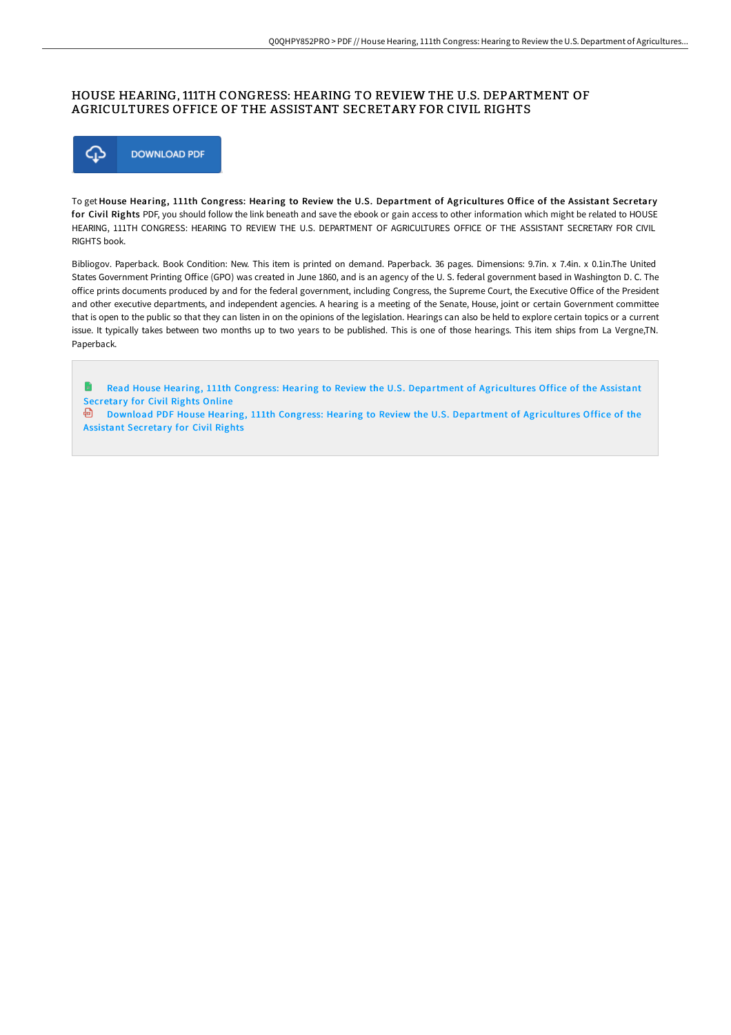# HOUSE HEARING, 111TH CONGRESS: HEARING TO REVIEW THE U.S. DEPARTMENT OF AGRICULTURES OFFICE OF THE ASSISTANT SECRETARY FOR CIVIL RIGHTS

DOWNLOAD PDF

To get **House Hearing, 111th Congress: Hearing to Review the U.S. Department of Agricultures Office of the Assistant Secretary for Civil Rights** PDF, you should follow the link beneath and save the ebook or gain access to other information which might be related to HOUSE HEARING, 111TH CONGRESS: HEARING TO REVIEW THE U.S. DEPARTMENT OF AGRICULTURES OFFICE OF THE ASSISTANT SECRETARY FOR CIVIL RIGHTS book.

Bibliogov. Paperback. Book Condition: New. This item is printed on demand. Paperback. 36 pages. Dimensions: 9.7in. x 7.4in. x 0.1in.The United States Government Printing Office (GPO) was created in June 1860, and is an agency of the U. S. federal government based in Washington D. C. The office prints documents produced by and for the federal government, including Congress, the Supreme Court, the Executive Office of the President and other executive departments, and independent agencies. A hearing is a meeting of the Senate, House, joint or certain Government committee that is open to the public so that they can listen in on the opinions of the legislation. Hearings can also be held to explore certain topics or a current issue. It typically takes between two months up to two years to be published. This is one of those hearings. This item ships from La Vergne,TN. Paperback.

Read House Hearing, 111th Congress: Hearing to Review the U.S. Department of Agricultures Office of the Assistant Secretary for Civil Rights Online

Download PDF House Hearing, 111th Congress: Hearing to Review the U.S. Department of Agricultures Office of the Assistant Secretary for Civil Rights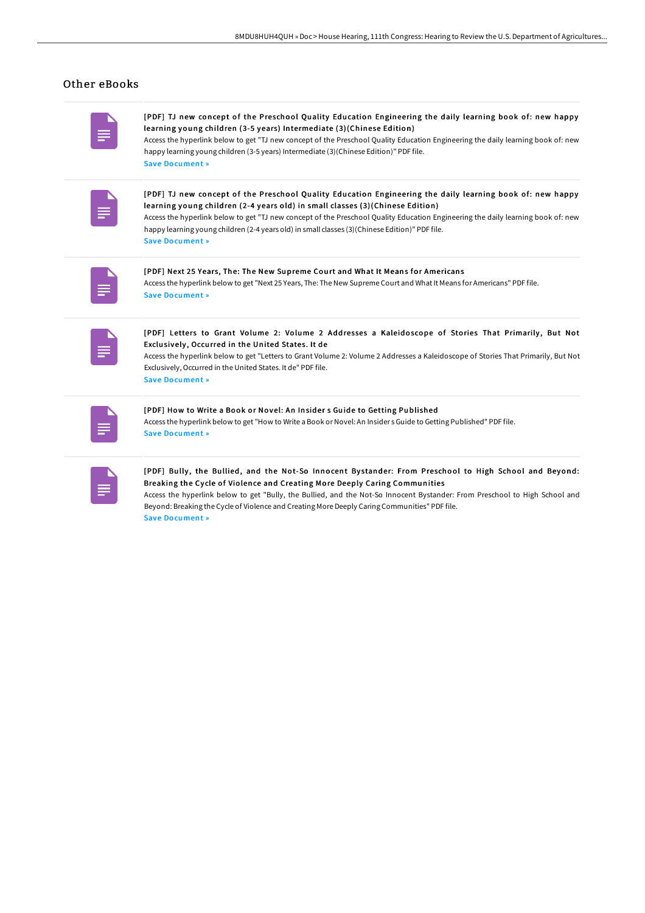## Other eBooks

[PDF] TJ new concept of the Preschool Quality Education Engineering the daily learning book of: new happy learning young children (3-5 years) Intermediate (3)(Chinese Edition)

Access the hyperlink below to get "TJ new concept of the Preschool Quality Education Engineering the daily learning book of: new happy learning young children (3-5 years) Intermediate (3)(Chinese Edition)" PDF file.

Save Document »

[PDF] TJ new concept of the Preschool Quality Education Engineering the daily learning book of: new happy learning young children (2-4 years old) in small classes (3)(Chinese Edition)

Access the hyperlink below to get "TJ new concept of the Preschool Quality Education Engineering the daily learning book of: new happy learning young children (2-4 years old) in small classes (3)(Chinese Edition)" PDF file.

Save Document »

[PDF] Next 25 Years, The: The New Supreme Court and What It Means for Americans

Access the hyperlink below to get "Next 25 Years, The: The New Supreme Court and What It Means for Americans" PDF file.

Save Document »

[PDF] Letters to Grant Volume 2: Volume 2 Addresses a Kaleidoscope of Stories That Primarily, But Not Exclusively, Occurred in the United States. It de

Access the hyperlink below to get "Letters to Grant Volume 2: Volume 2 Addresses a Kaleidoscope of Stories That Primarily, But Not Exclusively, Occurred in the United States. It de" PDF file.

Save Document »

[PDF] How to Write a Book or Novel: An Insider s Guide to Getting Published

Access the hyperlink below to get "How to Write a Book or Novel: An Insider s Guide to Getting Published" PDF file.

Save Document »

[PDF] Bully, the Bullied, and the Not-So Innocent Bystander: From Preschool to High School and Beyond: Breaking the Cycle of Violence and Creating More Deeply Caring Communities

Access the hyperlink below to get "Bully, the Bullied, and the Not-So Innocent Bystander: From Preschool to High School and Beyond: Breaking the Cycle of Violence and Creating More Deeply Caring Communities" PDF file.

Save Document »